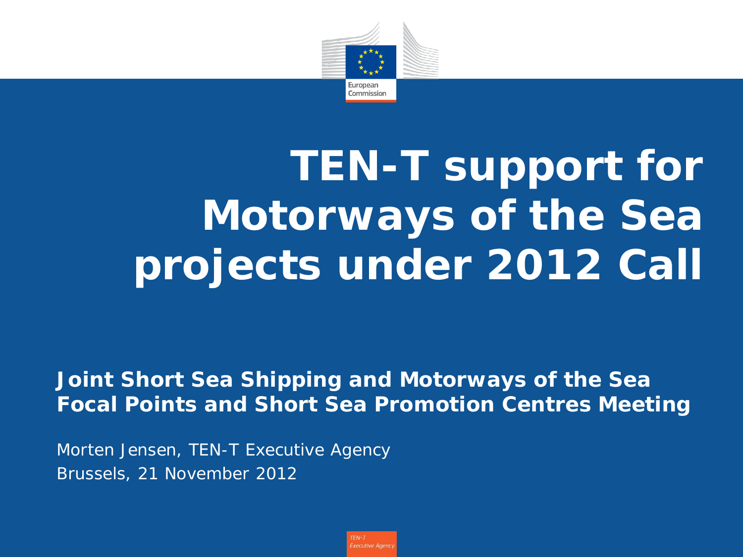# TEN-T support for Motorways of the Sea projects under 2012 Call

**Joint Short Sea Shipping and Motorways of the Sea Focal Points and Short Sea Promotion Centres Meeting**

Morten Jensen, TEN-T Executive Agency

Brussels, 21 November 2012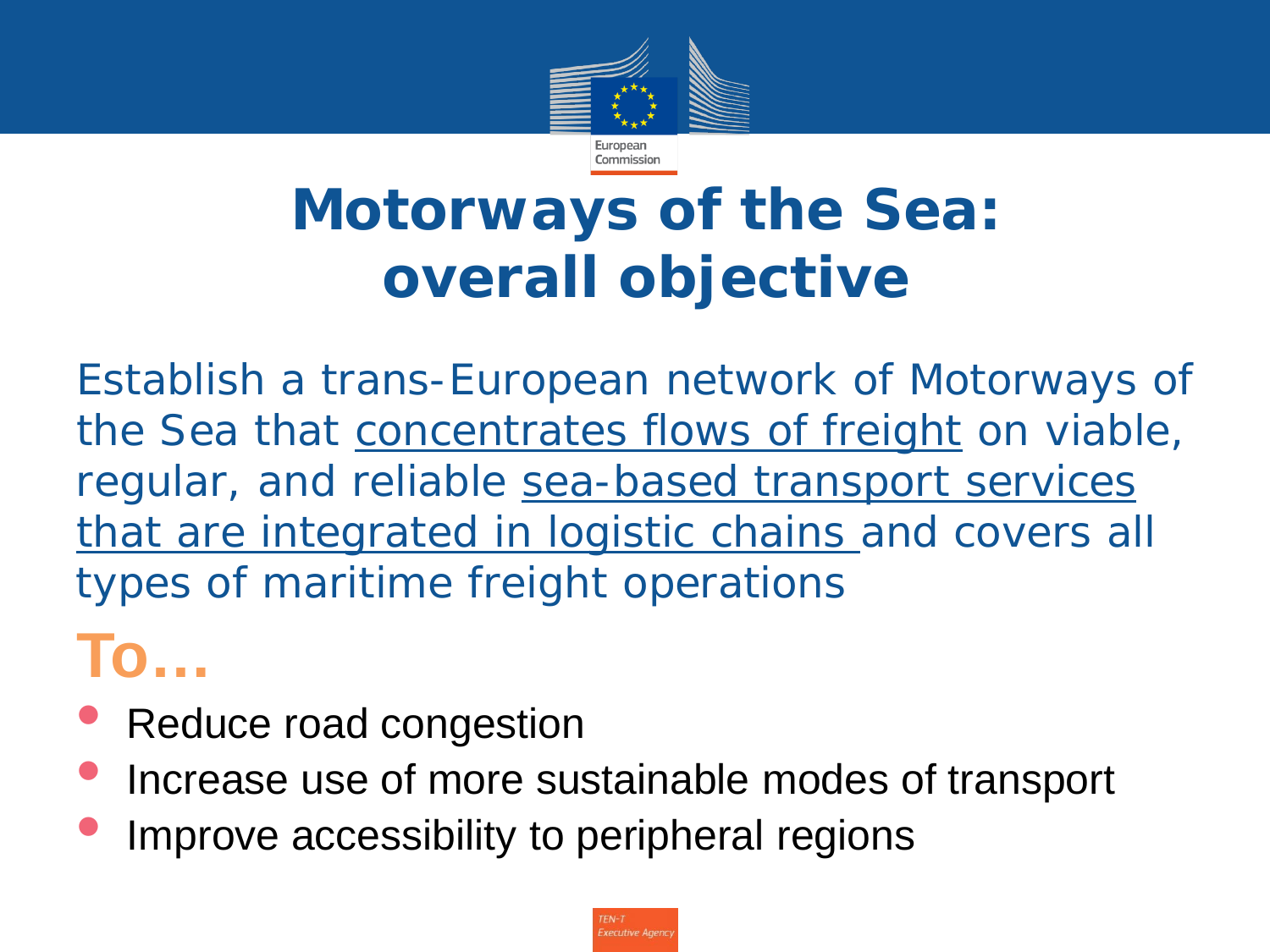# Motorways of the Sea: overall objective

Establish a trans-European network of Motorways of the Sea that concentrates flows of freight on viable, regular, and reliable sea-based transport services that are integrated in logistic chains and covers all types of maritime freight operations

## To…

- Reduce road congestion
- Increase use of more sustainable modes of transport
- Improve accessibility to peripheral regions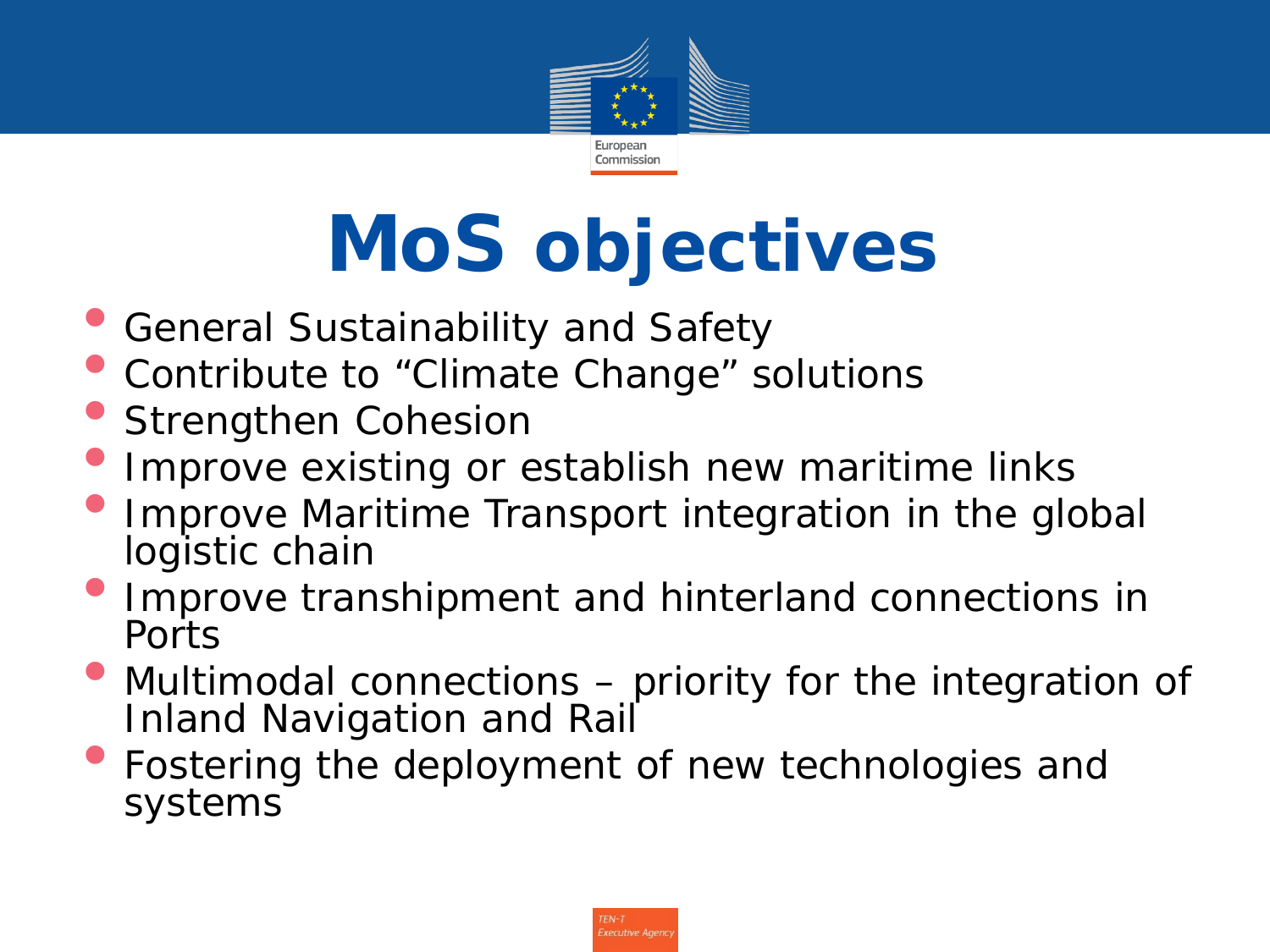# MoS objectives

- General Sustainability and Safety
- Contribute to “Climate Change” solutions
- Strengthen Cohesion
- Improve existing or establish new maritime links
- Improve Maritime Transport integration in the global logistic chain
- Improve transhipment and hinterland connections in Ports
- Multimodal connections – priority for the integration of Inland Navigation and Rail
- Fostering the deployment of new technologies and systems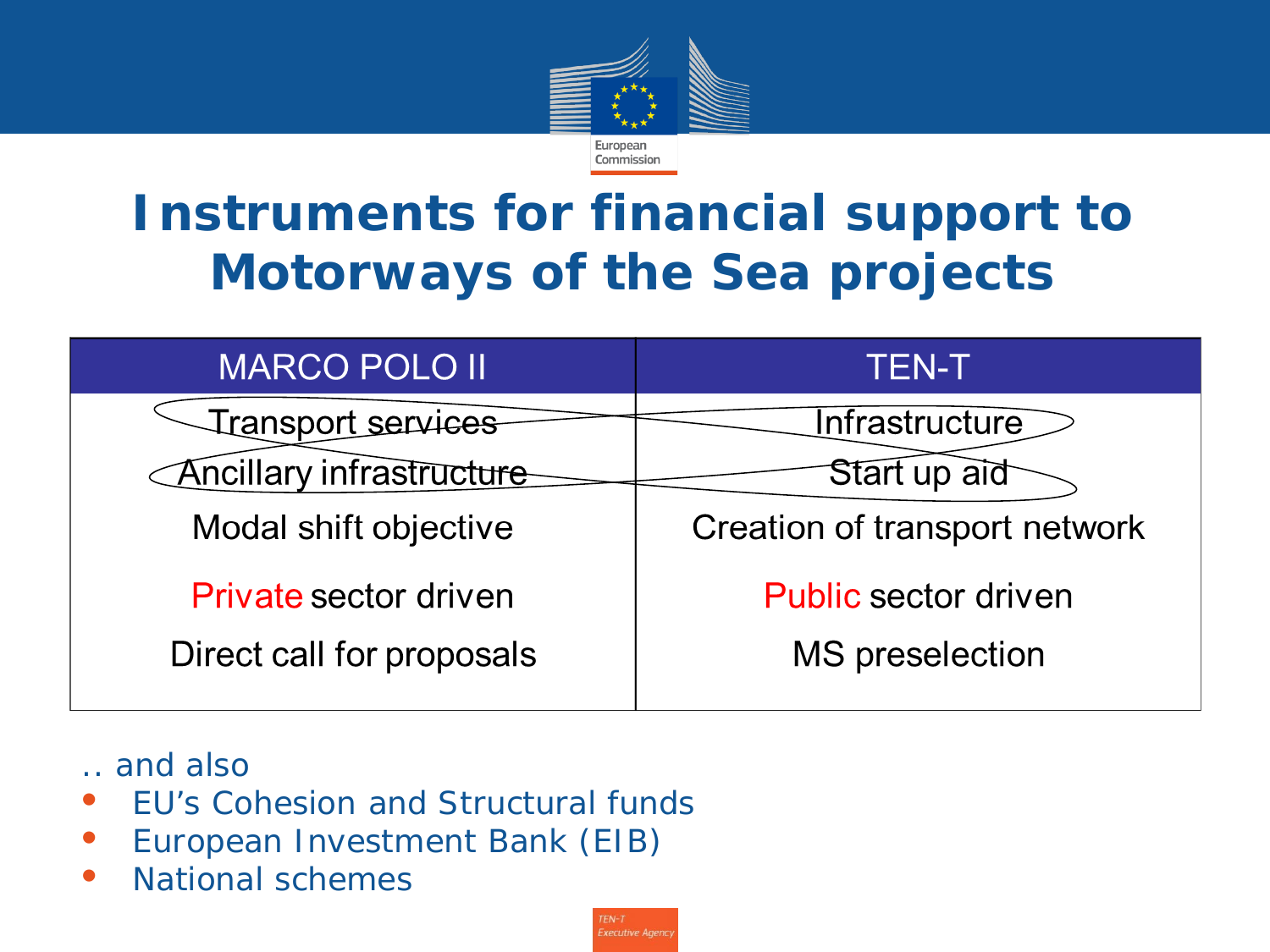# Instruments for financial support to Motorways of the Sea projects

| MARCO POLO II | TEN-T |
|---|---|
| Transport services | Infrastructure |
| Ancillary infrastructure | Start up aid |
| Modal shift objective | Creation of transport network |
| Private sector driven | Public sector driven |
| Direct call for proposals | MS preselection |

.. and also

- EU's Cohesion and Structural funds
- European Investment Bank (EIB)
- National schemes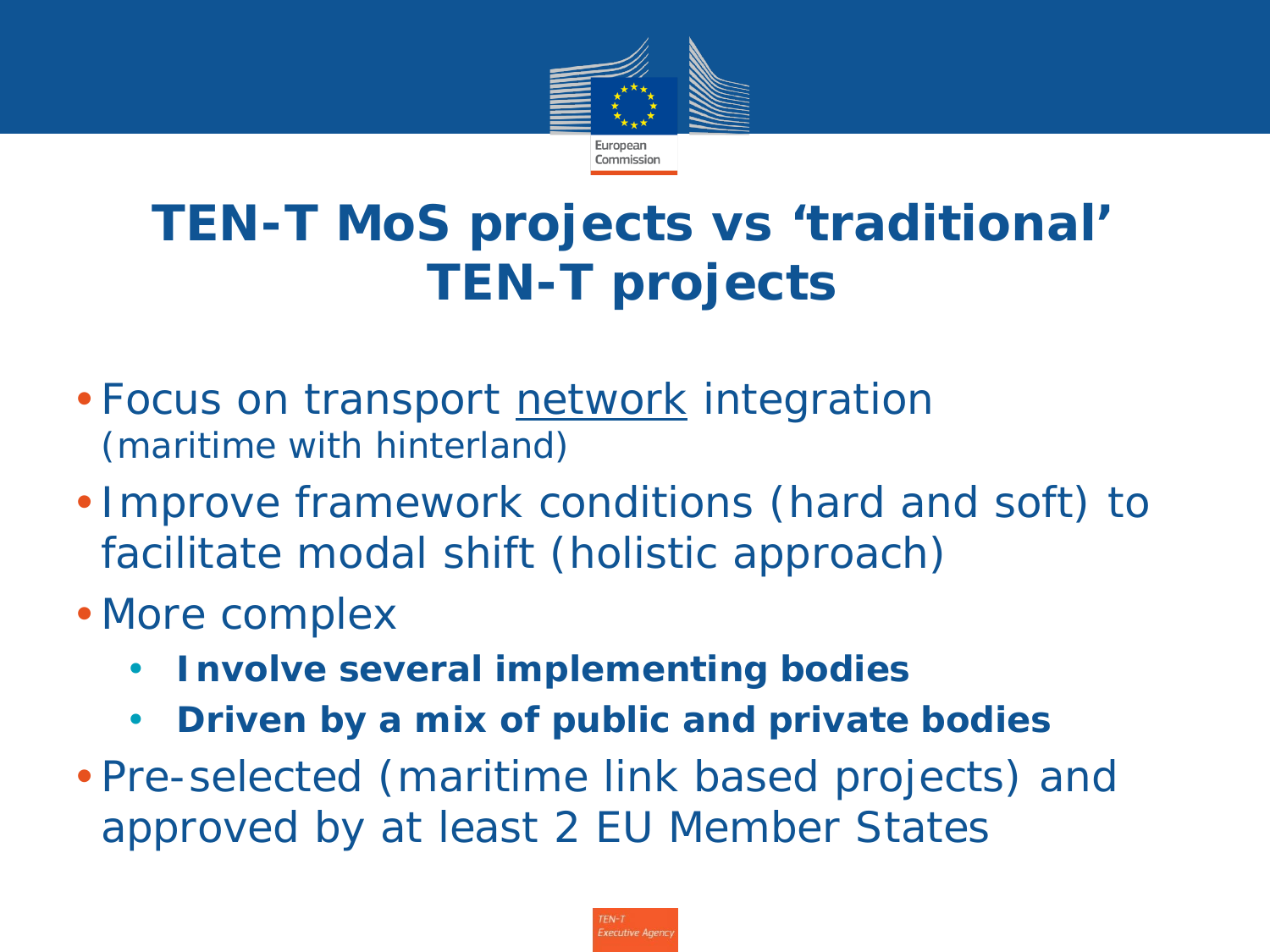# TEN-T MoS projects vs 'traditional' TEN-T projects

- Focus on transport <u>network</u> integration (maritime with hinterland)
- Improve framework conditions (hard and soft) to facilitate modal shift (holistic approach)
- More complex
  - **Involve several implementing bodies**
  - **Driven by a mix of public and private bodies**
- Pre-selected (maritime link based projects) and approved by at least 2 EU Member States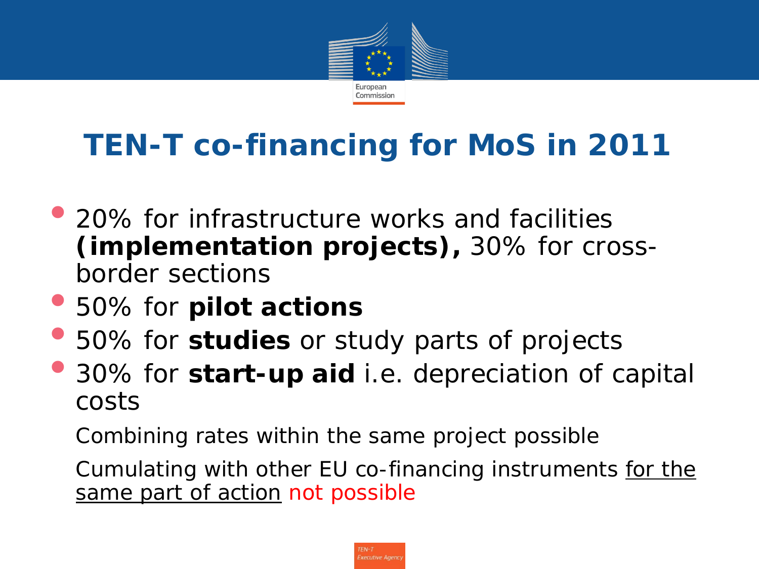# TEN-T co-financing for MoS in 2011

- 20% for infrastructure works and facilities **(implementation projects),** 30% for cross-border sections
- 50% for **pilot actions**
- 50% for **studies** or study parts of projects
- 30% for **start-up aid** i.e. depreciation of capital costs

Combining rates within the same project possible

Cumulating with other EU co-financing instruments <u>for the same part of action</u> not possible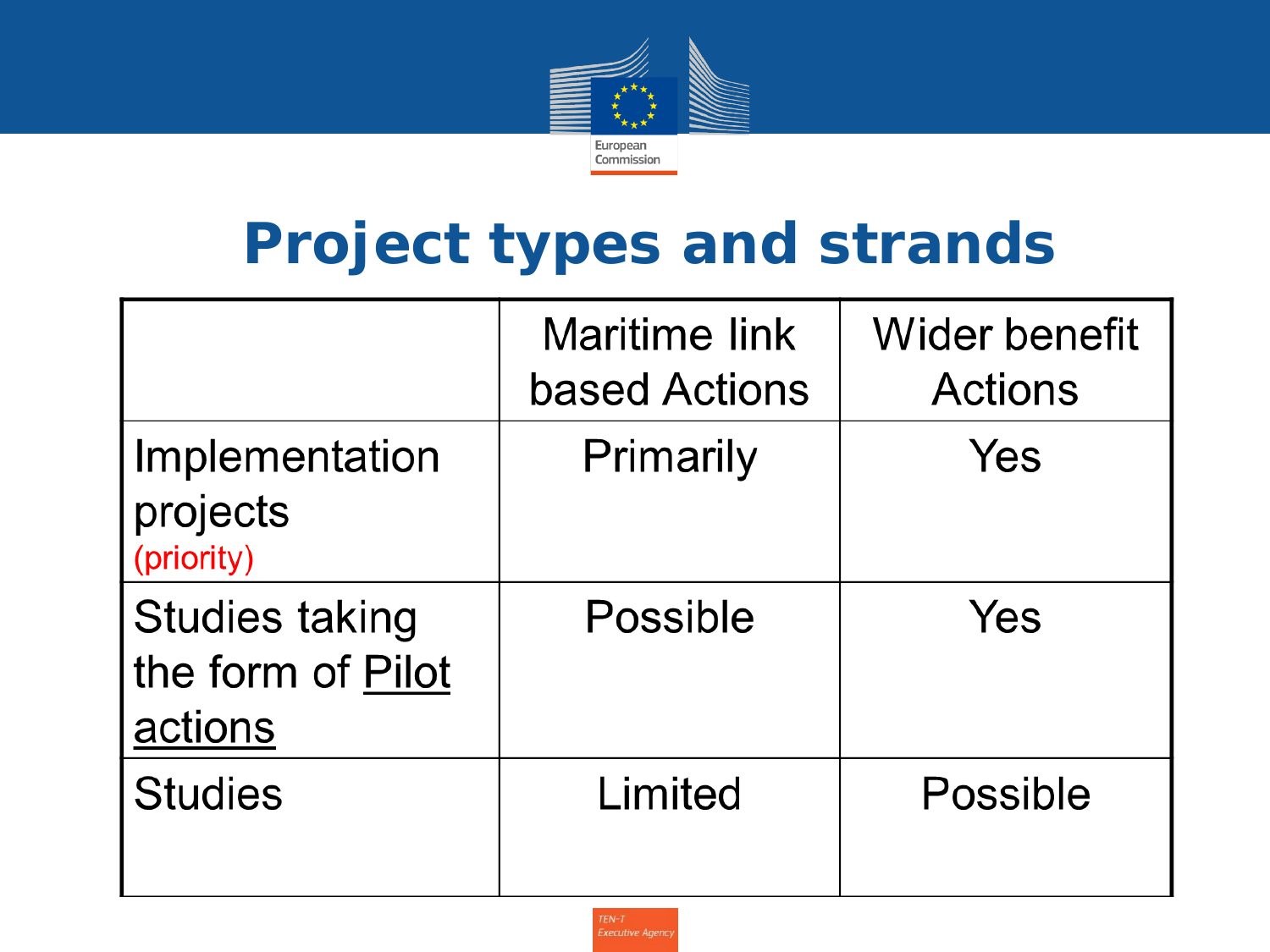# Project types and strands

| | Maritime link based Actions | Wider benefit Actions |
|---|---|---|
| Implementation projects (priority) | Primarily | Yes |
| Studies taking the form of Pilot actions | Possible | Yes |
| Studies | Limited | Possible |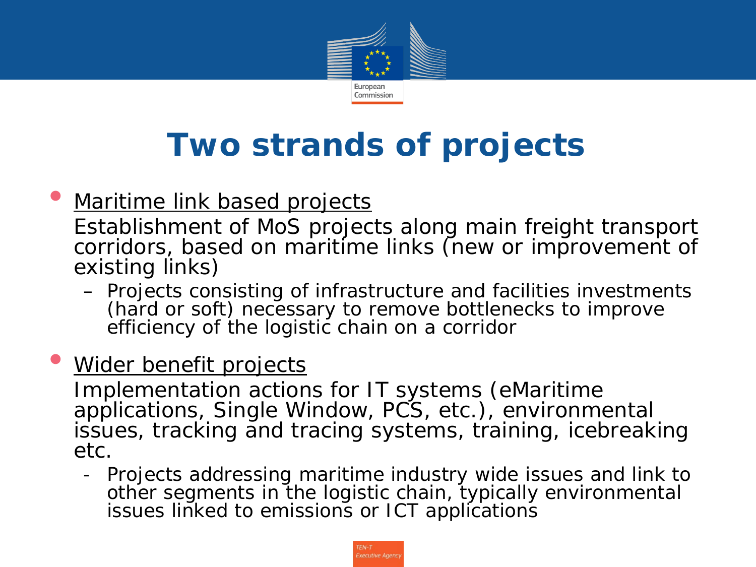# Two strands of projects

- Maritime link based projects
  Establishment of MoS projects along main freight transport corridors, based on maritime links (new or improvement of existing links)
  - Projects consisting of infrastructure and facilities investments (hard or soft) necessary to remove bottlenecks to improve efficiency of the logistic chain on a corridor

- Wider benefit projects
  Implementation actions for IT systems (eMaritime applications, Single Window, PCS, etc.), environmental issues, tracking and tracing systems, training, icebreaking etc.
  - Projects addressing maritime industry wide issues and link to other segments in the logistic chain, typically environmental issues linked to emissions or ICT applications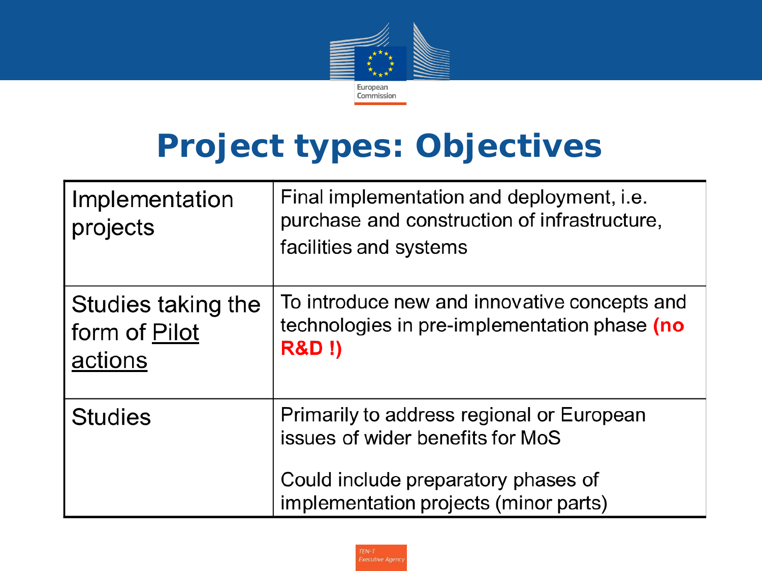# Project types: Objectives

| | |
|---|---|
| Implementation projects | Final implementation and deployment, i.e. purchase and construction of infrastructure, facilities and systems |
| Studies taking the form of Pilot actions | To introduce new and innovative concepts and technologies in pre-implementation phase **(no R&D !)** |
| Studies | Primarily to address regional or European issues of wider benefits for MoS<br><br>Could include preparatory phases of implementation projects (minor parts) |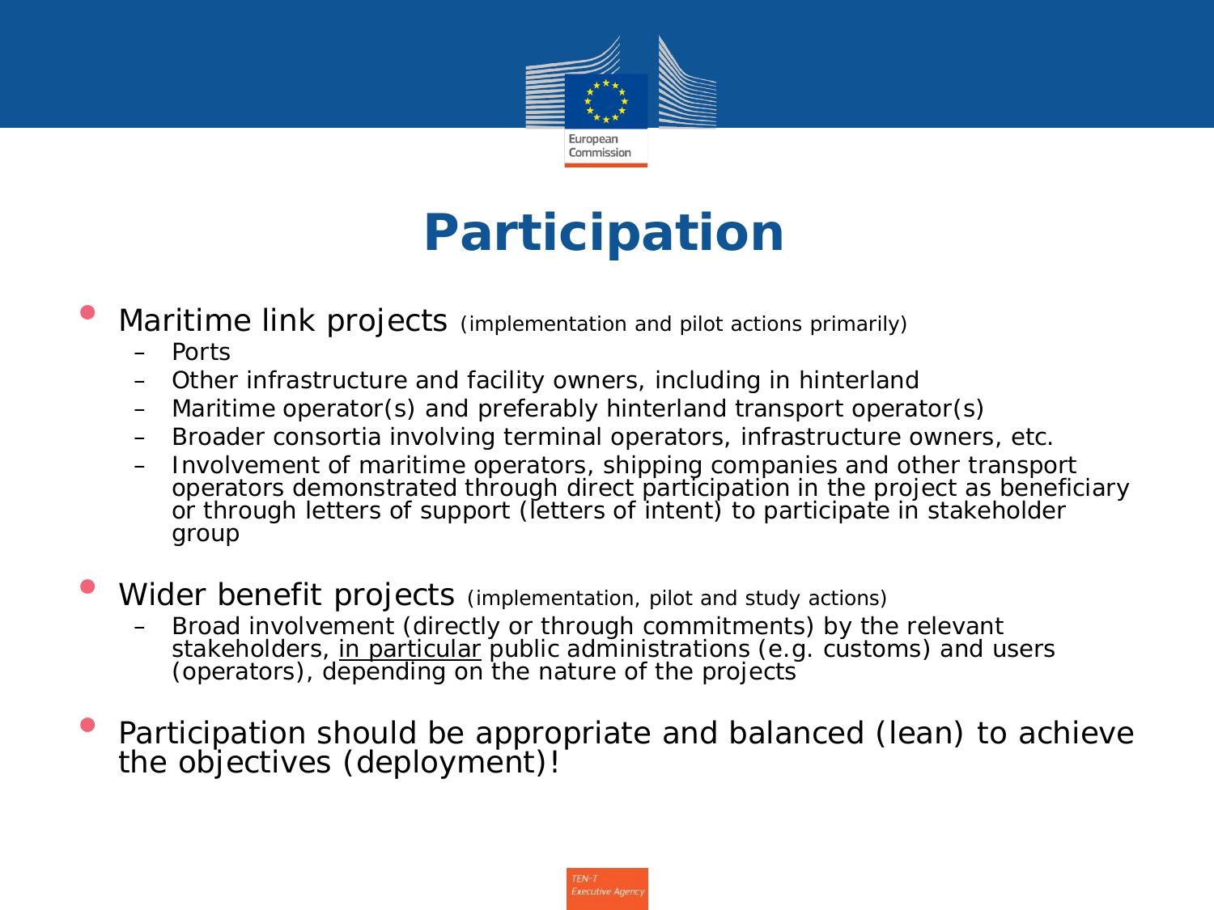# Participation

- Maritime link projects (implementation and pilot actions primarily)
  - Ports
  - Other infrastructure and facility owners, including in hinterland
  - Maritime operator(s) and preferably hinterland transport operator(s)
  - Broader consortia involving terminal operators, infrastructure owners, etc.
  - Involvement of maritime operators, shipping companies and other transport operators demonstrated through direct participation in the project as beneficiary or through letters of support (letters of intent) to participate in stakeholder group

- Wider benefit projects (implementation, pilot and study actions)
  - Broad involvement (directly or through commitments) by the relevant stakeholders, <u>in particular</u> public administrations (e.g. customs) and users (operators), depending on the nature of the projects

- Participation should be appropriate and balanced (lean) to achieve the objectives (deployment)!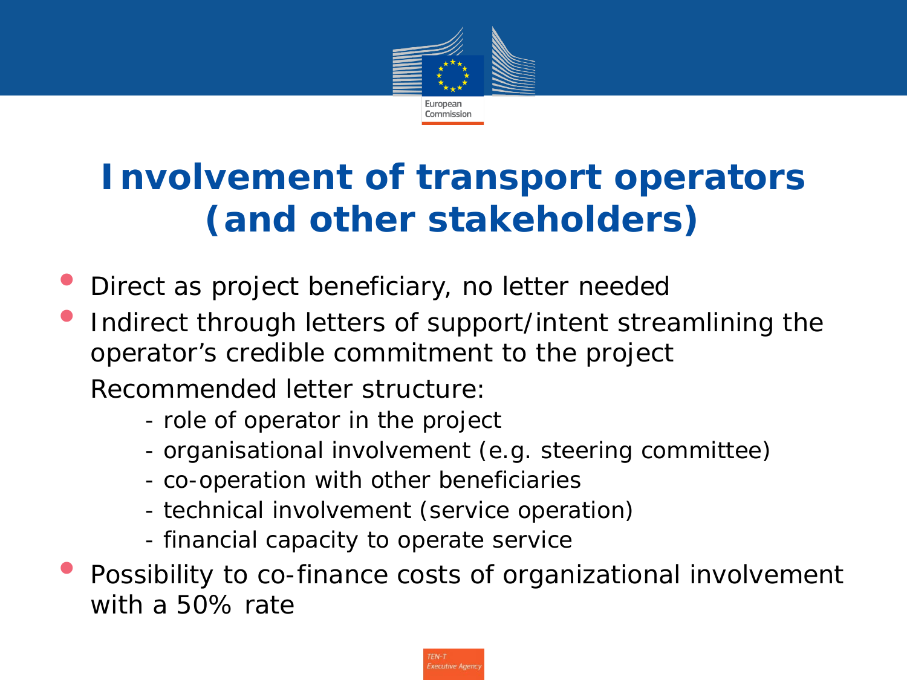# Involvement of transport operators (and other stakeholders)

- Direct as project beneficiary, no letter needed
- Indirect through letters of support/intent streamlining the operator's credible commitment to the project

  Recommended letter structure:

  - role of operator in the project
  - organisational involvement (e.g. steering committee)
  - co-operation with other beneficiaries
  - technical involvement (service operation)
  - financial capacity to operate service
- Possibility to co-finance costs of organizational involvement with a 50% rate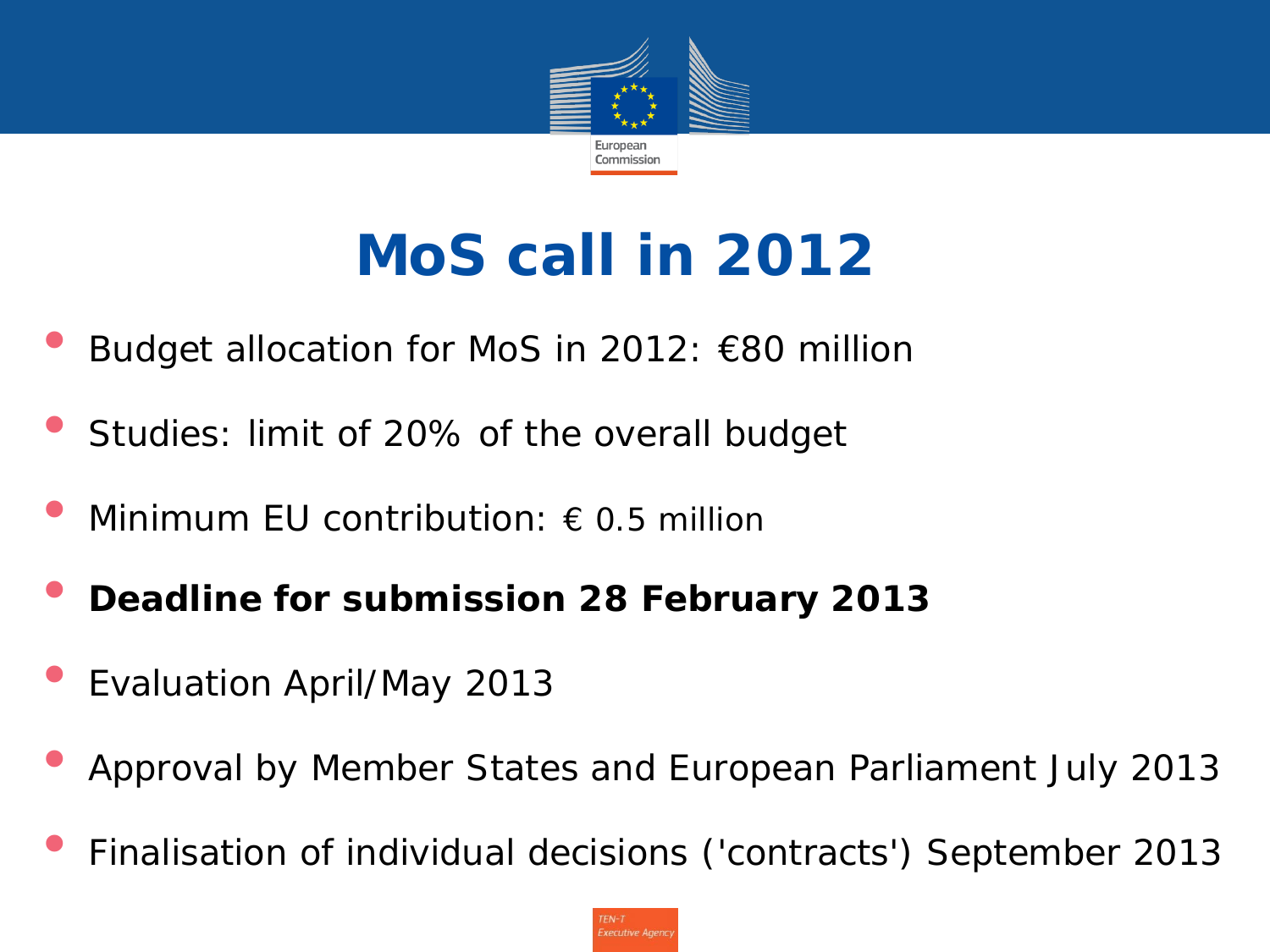# MoS call in 2012

- Budget allocation for MoS in 2012: €80 million
- Studies: limit of 20% of the overall budget
- Minimum EU contribution: € 0.5 million
- **Deadline for submission 28 February 2013**
- Evaluation April/May 2013
- Approval by Member States and European Parliament July 2013
- Finalisation of individual decisions ('contracts') September 2013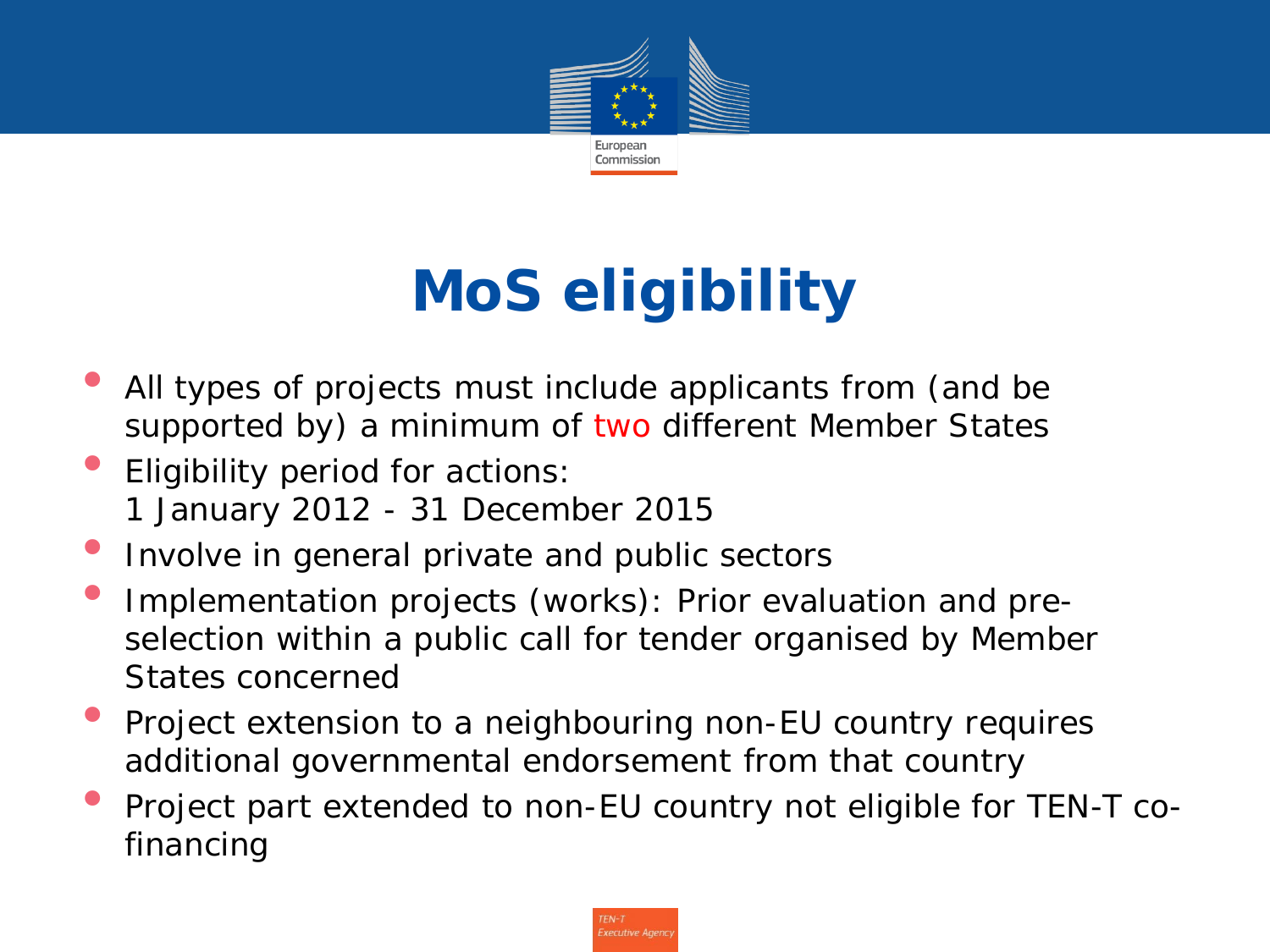# MoS eligibility

- All types of projects must include applicants from (and be supported by) a minimum of two different Member States
- Eligibility period for actions:
  1 January 2012 - 31 December 2015
- Involve in general private and public sectors
- Implementation projects (works): Prior evaluation and pre-selection within a public call for tender organised by Member States concerned
- Project extension to a neighbouring non-EU country requires additional governmental endorsement from that country
- Project part extended to non-EU country not eligible for TEN-T co-financing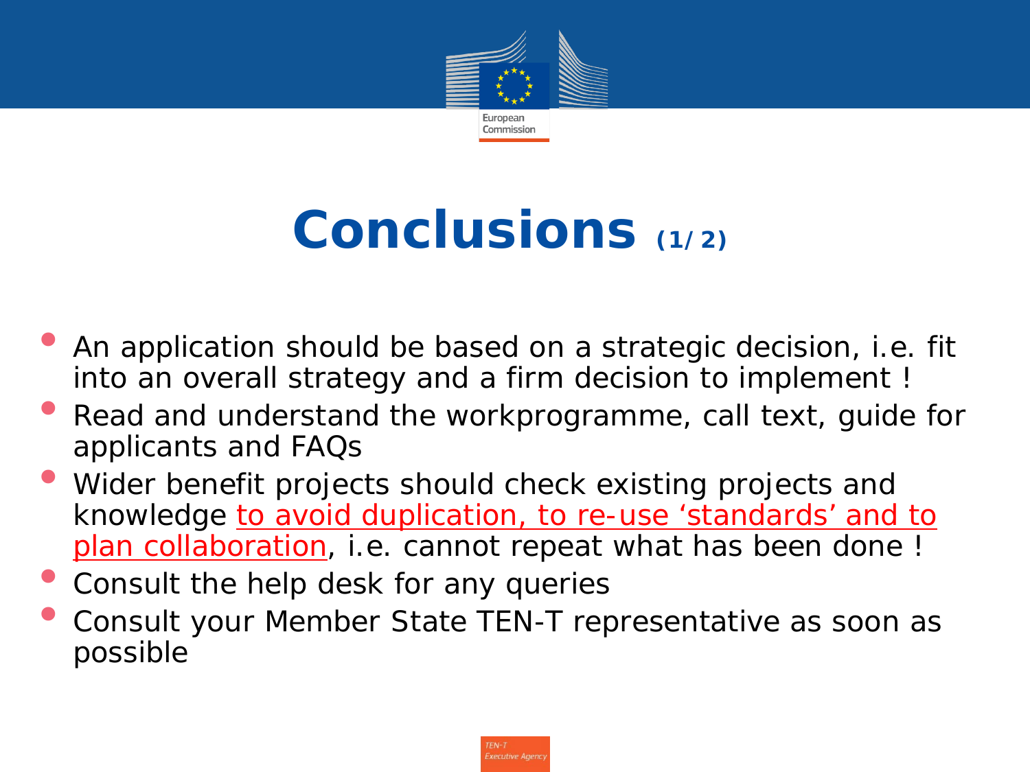# Conclusions (1/ 2)

- An application should be based on a strategic decision, i.e. fit into an overall strategy and a firm decision to implement !
- Read and understand the workprogramme, call text, guide for applicants and FAQs
- Wider benefit projects should check existing projects and knowledge to avoid duplication, to re-use ‘standards’ and to plan collaboration, i.e. cannot repeat what has been done !
- Consult the help desk for any queries
- Consult your Member State TEN-T representative as soon as possible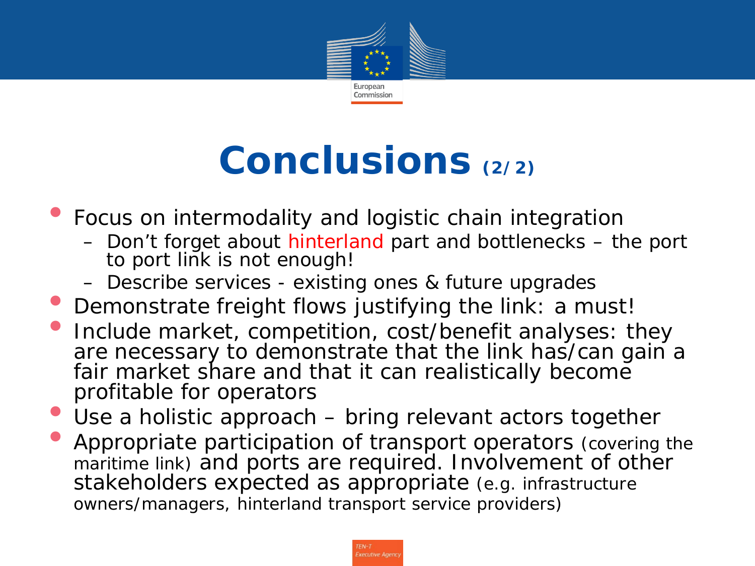# Conclusions (2/2)

- Focus on intermodality and logistic chain integration
  - Don't forget about hinterland part and bottlenecks – the port to port link is not enough!
  - Describe services - existing ones & future upgrades
- Demonstrate freight flows justifying the link: a must!
- Include market, competition, cost/benefit analyses: they are necessary to demonstrate that the link has/can gain a fair market share and that it can realistically become profitable for operators
- Use a holistic approach – bring relevant actors together
- Appropriate participation of transport operators (covering the maritime link) and ports are required. Involvement of other stakeholders expected as appropriate (e.g. infrastructure owners/managers, hinterland transport service providers)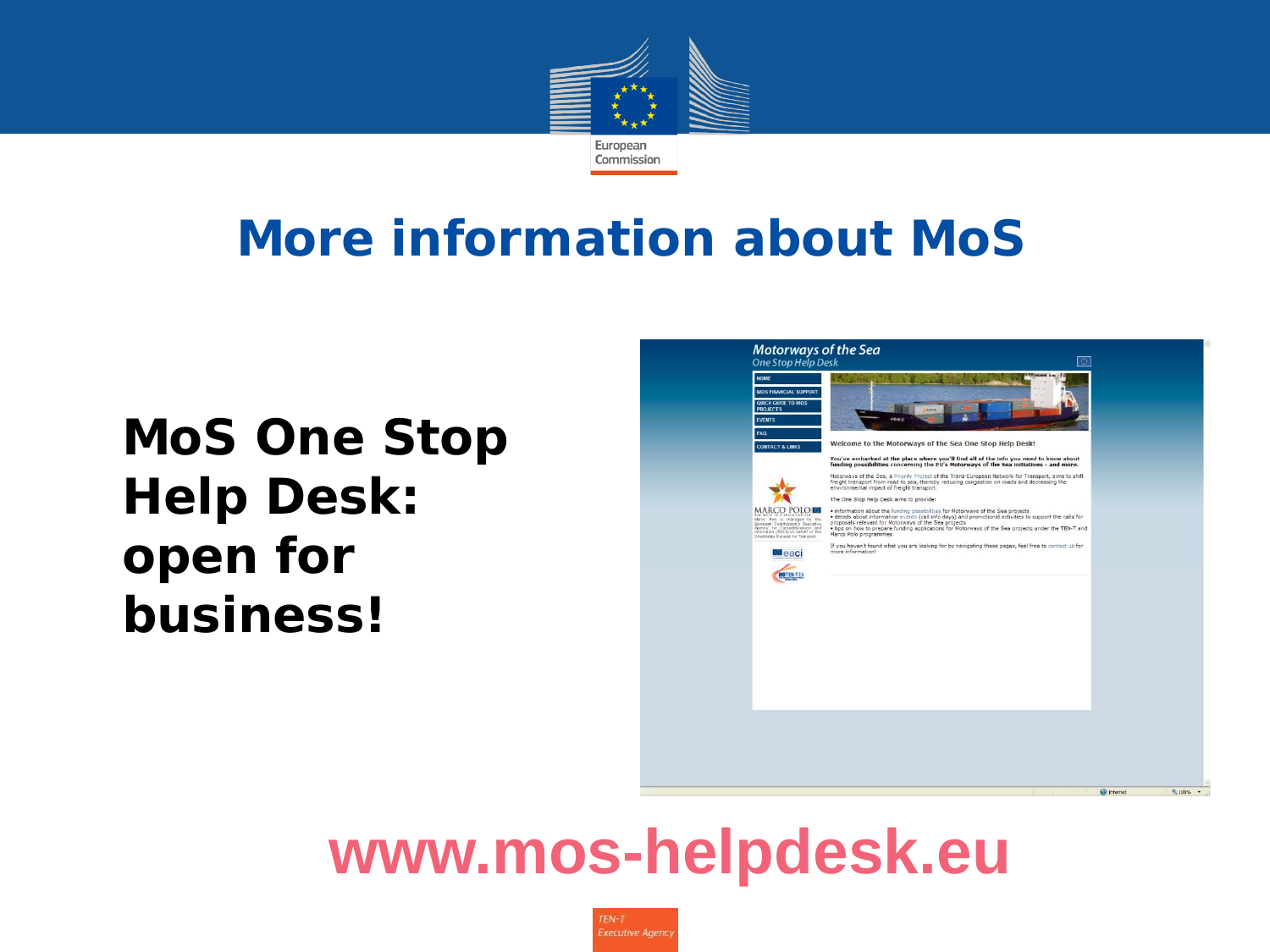# More information about MoS

**MoS One Stop Help Desk: open for business!**

**www.mos-helpdesk.eu**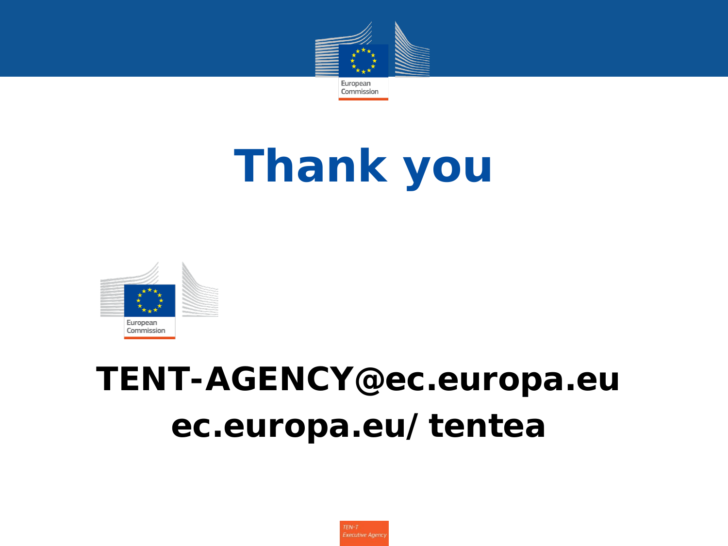# Thank you

**TENT-AGENCY@ec.europa.eu**

**ec.europa.eu/ tentea**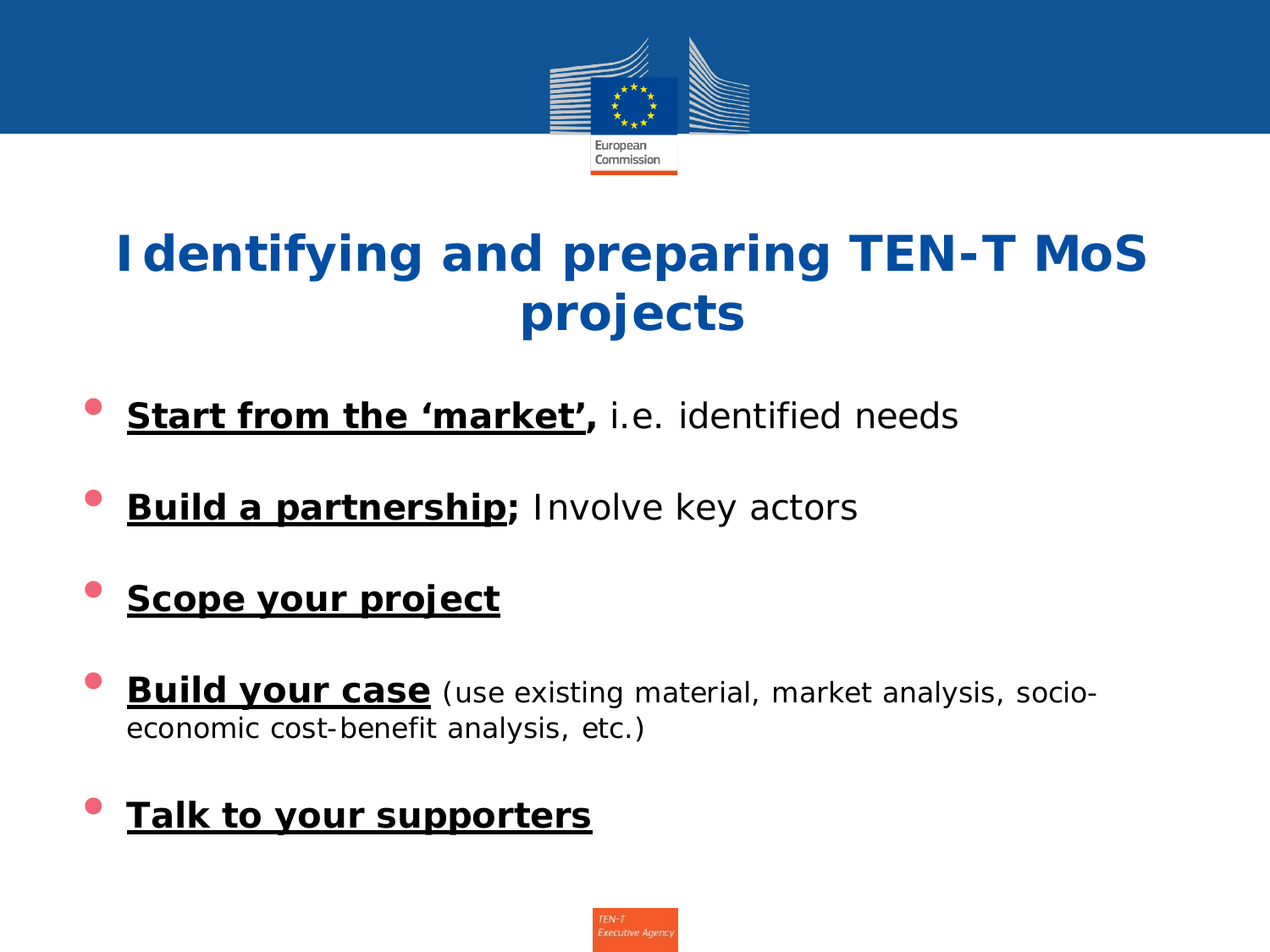# Identifying and preparing TEN-T MoS projects

- **<u>Start from the 'market',</u>** i.e. identified needs
- **<u>Build a partnership;</u>** Involve key actors
- **<u>Scope your project</u>**
- **<u>Build your case</u>** (use existing material, market analysis, socio-economic cost-benefit analysis, etc.)
- **<u>Talk to your supporters</u>**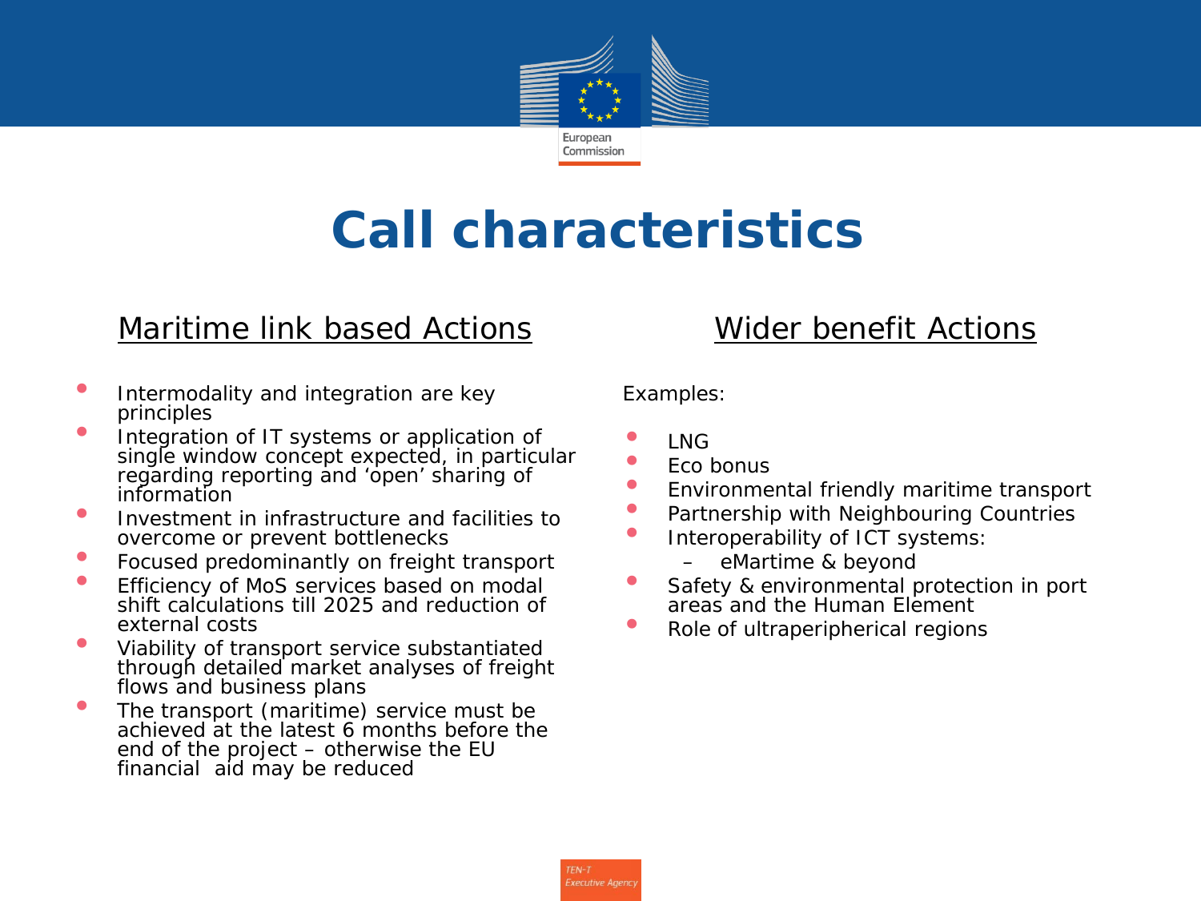# Call characteristics

## Maritime link based Actions

- Intermodality and integration are key principles
- Integration of IT systems or application of single window concept expected, in particular regarding reporting and 'open' sharing of information
- Investment in infrastructure and facilities to overcome or prevent bottlenecks
- Focused predominantly on freight transport
- Efficiency of MoS services based on modal shift calculations till 2025 and reduction of external costs
- Viability of transport service substantiated through detailed market analyses of freight flows and business plans
- The transport (maritime) service must be achieved at the latest 6 months before the end of the project – otherwise the EU financial aid may be reduced

## Wider benefit Actions

Examples:

- LNG
- Eco bonus
- Environmental friendly maritime transport
- Partnership with Neighbouring Countries
- Interoperability of ICT systems:
  - eMartime & beyond
- Safety & environmental protection in port areas and the Human Element
- Role of ultraperipherical regions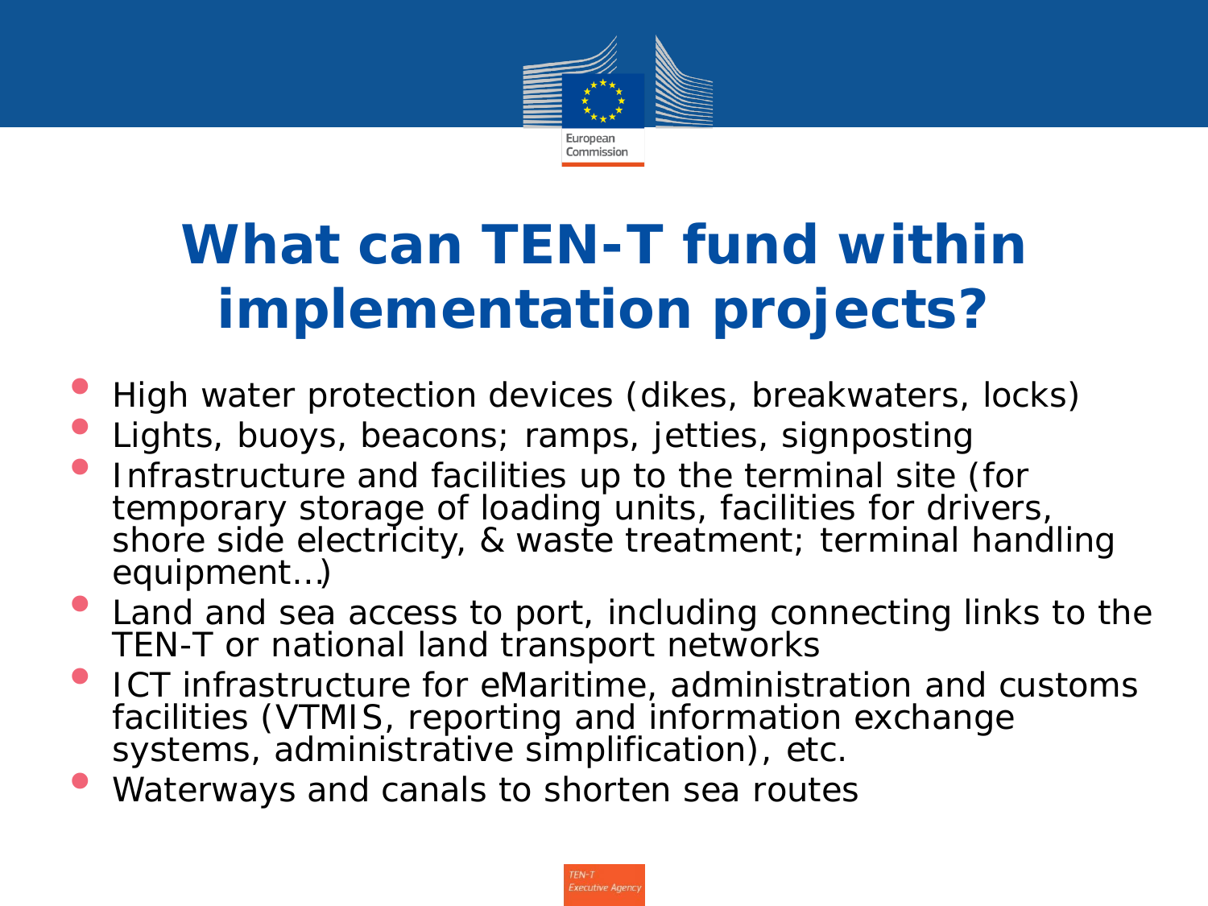# What can TEN-T fund within implementation projects?

- High water protection devices (dikes, breakwaters, locks)
- Lights, buoys, beacons; ramps, jetties, signposting
- Infrastructure and facilities up to the terminal site (for temporary storage of loading units, facilities for drivers, shore side electricity, & waste treatment; terminal handling equipment…)
- Land and sea access to port, including connecting links to the TEN-T or national land transport networks
- ICT infrastructure for eMaritime, administration and customs facilities (VTMIS, reporting and information exchange systems, administrative simplification), etc.
- Waterways and canals to shorten sea routes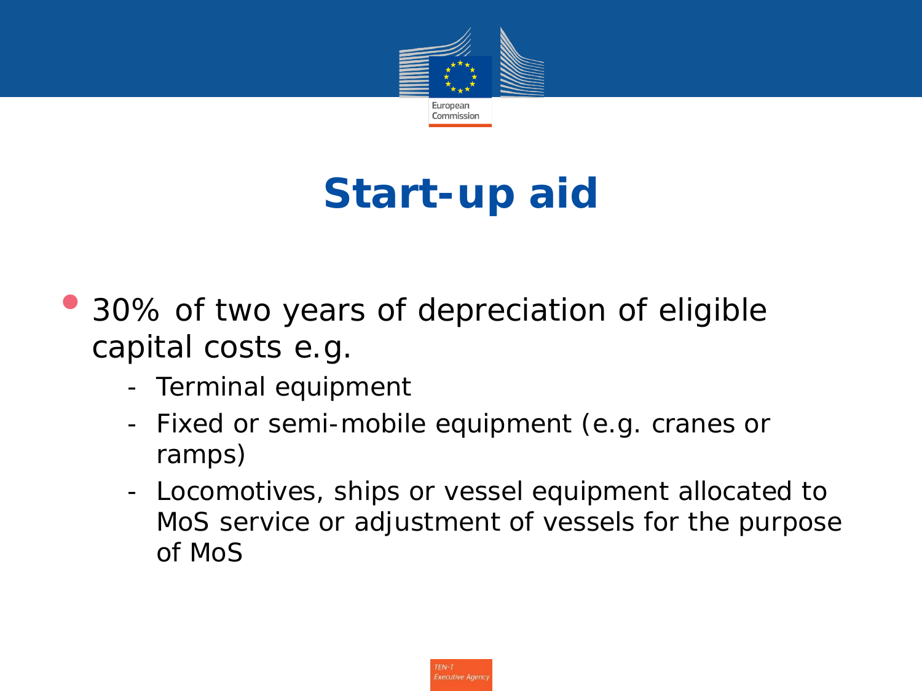# Start-up aid

- 30% of two years of depreciation of eligible capital costs e.g.
  - Terminal equipment
  - Fixed or semi-mobile equipment (e.g. cranes or ramps)
  - Locomotives, ships or vessel equipment allocated to MoS service or adjustment of vessels for the purpose of MoS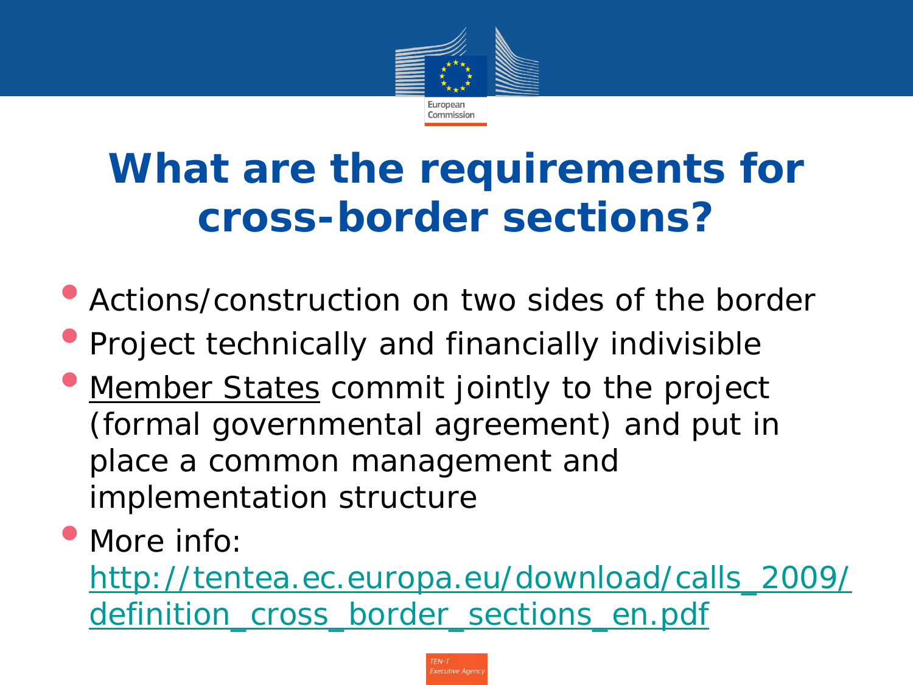# What are the requirements for cross-border sections?

- Actions/construction on two sides of the border
- Project technically and financially indivisible
- Member States commit jointly to the project (formal governmental agreement) and put in place a common management and implementation structure
- More info: http://tentea.ec.europa.eu/download/calls_2009/definition_cross_border_sections_en.pdf